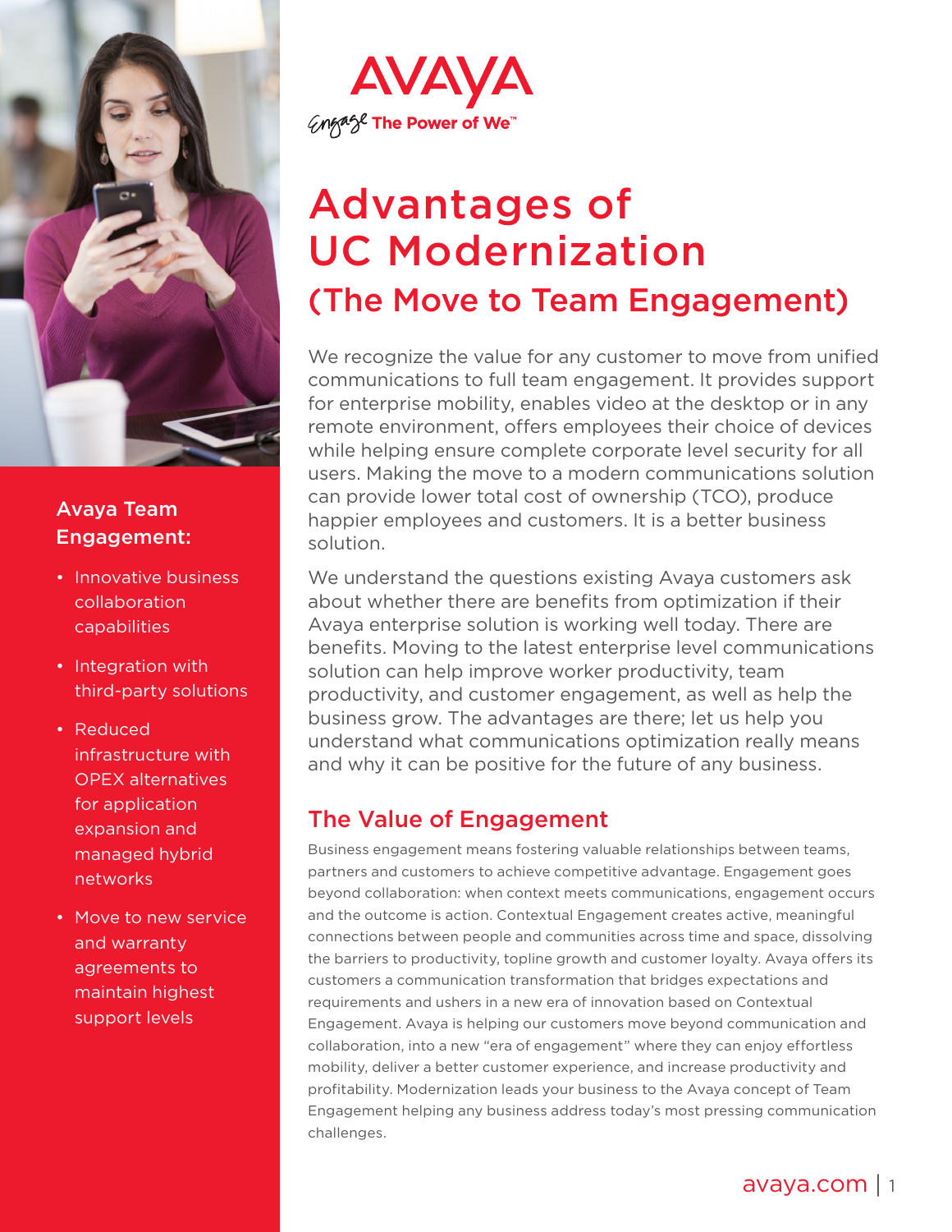AVAYA

Engage The Power of We™

# Advantages of UC Modernization

## (The Move to Team Engagement)

We recognize the value for any customer to move from unified communications to full team engagement. It provides support for enterprise mobility, enables video at the desktop or in any remote environment, offers employees their choice of devices while helping ensure complete corporate level security for all users. Making the move to a modern communications solution can provide lower total cost of ownership (TCO), produce happier employees and customers. It is a better business solution.

We understand the questions existing Avaya customers ask about whether there are benefits from optimization if their Avaya enterprise solution is working well today. There are benefits. Moving to the latest enterprise level communications solution can help improve worker productivity, team productivity, and customer engagement, as well as help the business grow. The advantages are there; let us help you understand what communications optimization really means and why it can be positive for the future of any business.

### Avaya Team Engagement:

- Innovative business collaboration capabilities
- Integration with third-party solutions
- Reduced infrastructure with OPEX alternatives for application expansion and managed hybrid networks
- Move to new service and warranty agreements to maintain highest support levels

### The Value of Engagement

Business engagement means fostering valuable relationships between teams, partners and customers to achieve competitive advantage. Engagement goes beyond collaboration: when context meets communications, engagement occurs and the outcome is action. Contextual Engagement creates active, meaningful connections between people and communities across time and space, dissolving the barriers to productivity, topline growth and customer loyalty. Avaya offers its customers a communication transformation that bridges expectations and requirements and ushers in a new era of innovation based on Contextual Engagement. Avaya is helping our customers move beyond communication and collaboration, into a new "era of engagement" where they can enjoy effortless mobility, deliver a better customer experience, and increase productivity and profitability. Modernization leads your business to the Avaya concept of Team Engagement helping any business address today's most pressing communication challenges.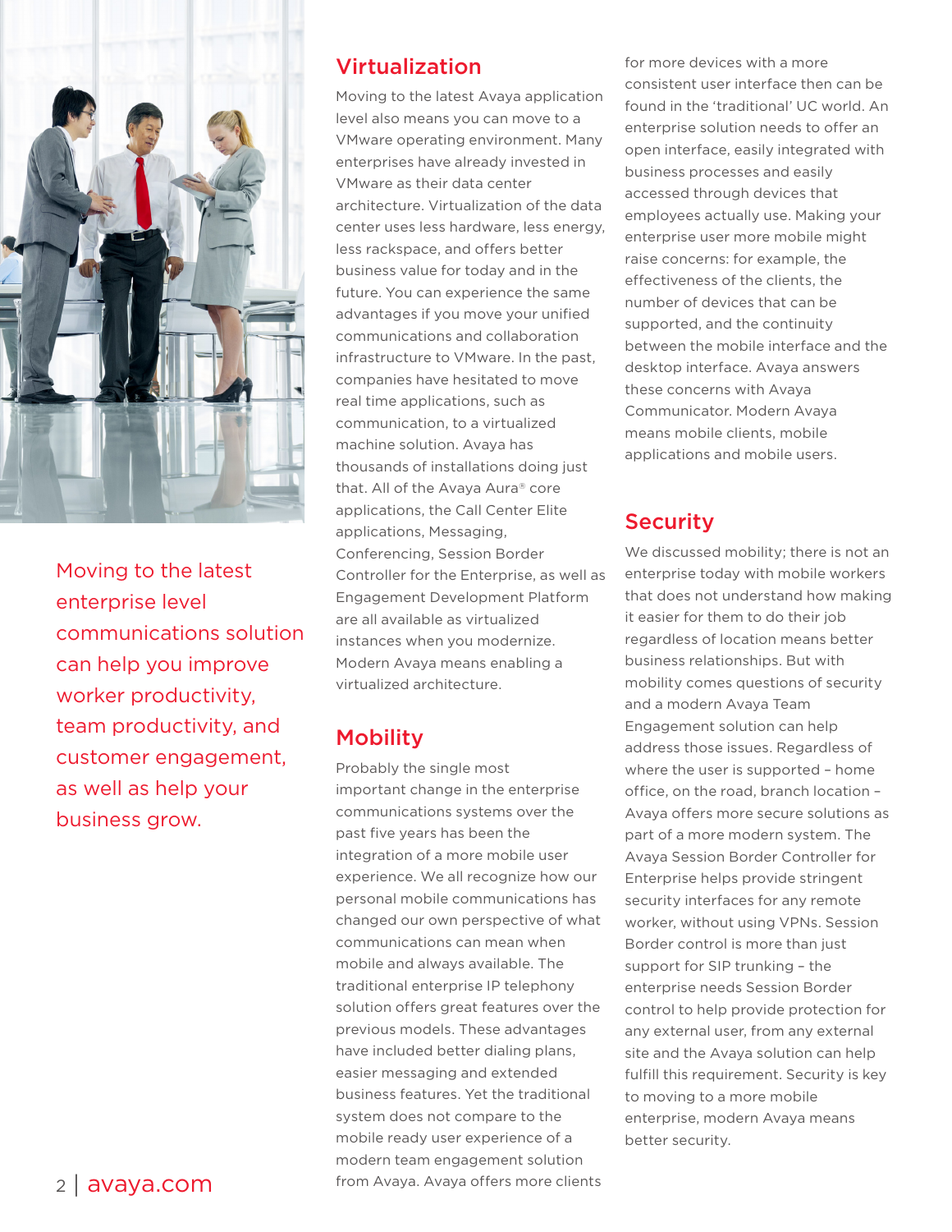Moving to the latest enterprise level communications solution can help you improve worker productivity, team productivity, and customer engagement, as well as help your business grow.

## Virtualization

Moving to the latest Avaya application level also means you can move to a VMware operating environment. Many enterprises have already invested in VMware as their data center architecture. Virtualization of the data center uses less hardware, less energy, less rackspace, and offers better business value for today and in the future. You can experience the same advantages if you move your unified communications and collaboration infrastructure to VMware. In the past, companies have hesitated to move real time applications, such as communication, to a virtualized machine solution. Avaya has thousands of installations doing just that. All of the Avaya Aura® core applications, the Call Center Elite applications, Messaging, Conferencing, Session Border Controller for the Enterprise, as well as Engagement Development Platform are all available as virtualized instances when you modernize. Modern Avaya means enabling a virtualized architecture.

## Mobility

Probably the single most important change in the enterprise communications systems over the past five years has been the integration of a more mobile user experience. We all recognize how our personal mobile communications has changed our own perspective of what communications can mean when mobile and always available. The traditional enterprise IP telephony solution offers great features over the previous models. These advantages have included better dialing plans, easier messaging and extended business features. Yet the traditional system does not compare to the mobile ready user experience of a modern team engagement solution from Avaya. Avaya offers more clients for more devices with a more consistent user interface then can be found in the 'traditional' UC world. An enterprise solution needs to offer an open interface, easily integrated with business processes and easily accessed through devices that employees actually use. Making your enterprise user more mobile might raise concerns: for example, the effectiveness of the clients, the number of devices that can be supported, and the continuity between the mobile interface and the desktop interface. Avaya answers these concerns with Avaya Communicator. Modern Avaya means mobile clients, mobile applications and mobile users.

## Security

We discussed mobility; there is not an enterprise today with mobile workers that does not understand how making it easier for them to do their job regardless of location means better business relationships. But with mobility comes questions of security and a modern Avaya Team Engagement solution can help address those issues. Regardless of where the user is supported – home office, on the road, branch location – Avaya offers more secure solutions as part of a more modern system. The Avaya Session Border Controller for Enterprise helps provide stringent security interfaces for any remote worker, without using VPNs. Session Border control is more than just support for SIP trunking – the enterprise needs Session Border control to help provide protection for any external user, from any external site and the Avaya solution can help fulfill this requirement. Security is key to moving to a more mobile enterprise, modern Avaya means better security.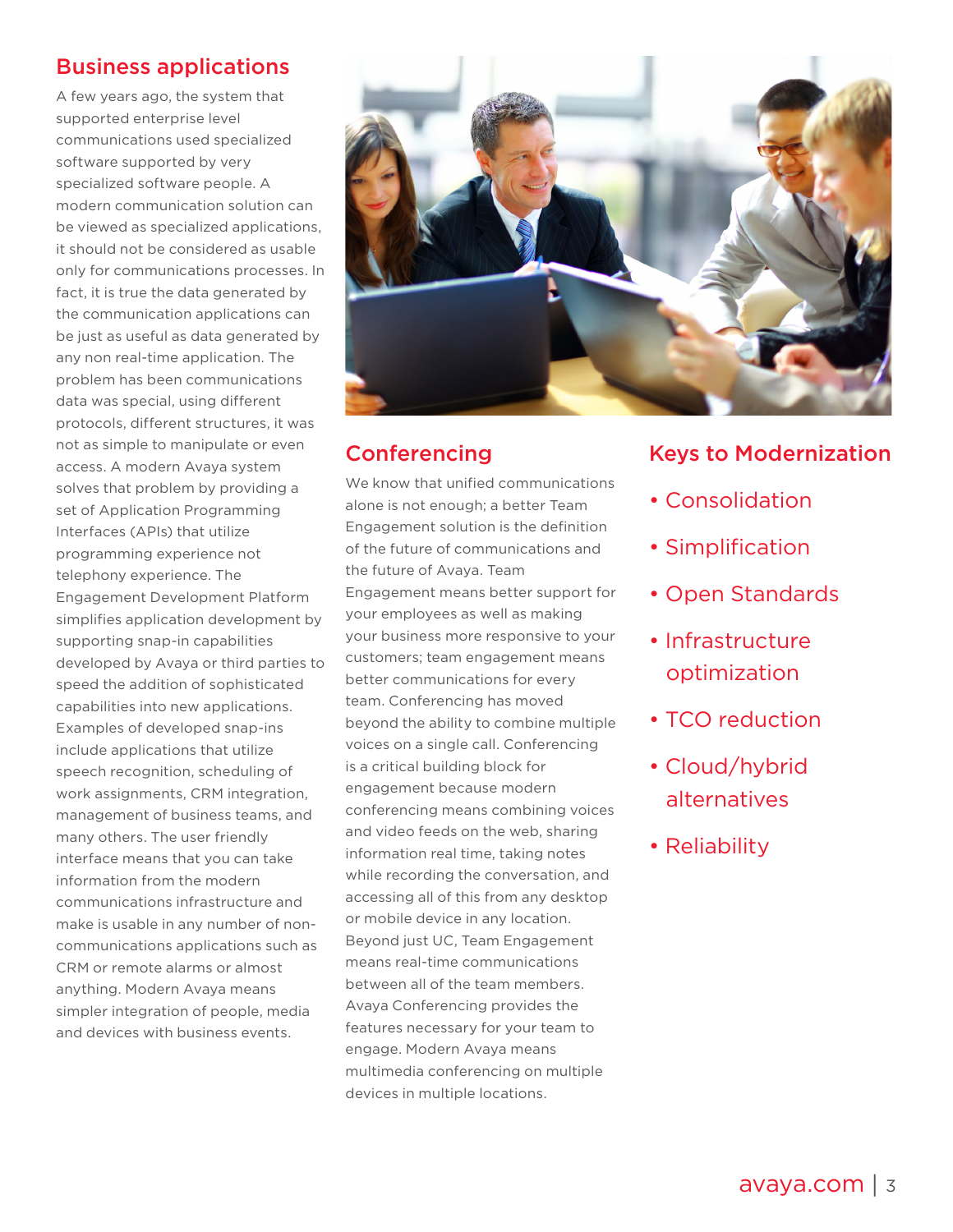## Business applications

A few years ago, the system that supported enterprise level communications used specialized software supported by very specialized software people. A modern communication solution can be viewed as specialized applications, it should not be considered as usable only for communications processes. In fact, it is true the data generated by the communication applications can be just as useful as data generated by any non real-time application. The problem has been communications data was special, using different protocols, different structures, it was not as simple to manipulate or even access. A modern Avaya system solves that problem by providing a set of Application Programming Interfaces (APIs) that utilize programming experience not telephony experience. The Engagement Development Platform simplifies application development by supporting snap-in capabilities developed by Avaya or third parties to speed the addition of sophisticated capabilities into new applications. Examples of developed snap-ins include applications that utilize speech recognition, scheduling of work assignments, CRM integration, management of business teams, and many others. The user friendly interface means that you can take information from the modern communications infrastructure and make is usable in any number of non-communications applications such as CRM or remote alarms or almost anything. Modern Avaya means simpler integration of people, media and devices with business events.

## Conferencing

We know that unified communications alone is not enough; a better Team Engagement solution is the definition of the future of communications and the future of Avaya. Team Engagement means better support for your employees as well as making your business more responsive to your customers; team engagement means better communications for every team. Conferencing has moved beyond the ability to combine multiple voices on a single call. Conferencing is a critical building block for engagement because modern conferencing means combining voices and video feeds on the web, sharing information real time, taking notes while recording the conversation, and accessing all of this from any desktop or mobile device in any location. Beyond just UC, Team Engagement means real-time communications between all of the team members. Avaya Conferencing provides the features necessary for your team to engage. Modern Avaya means multimedia conferencing on multiple devices in multiple locations.

## Keys to Modernization

- Consolidation
- Simplification
- Open Standards
- Infrastructure optimization
- TCO reduction
- Cloud/hybrid alternatives
- Reliability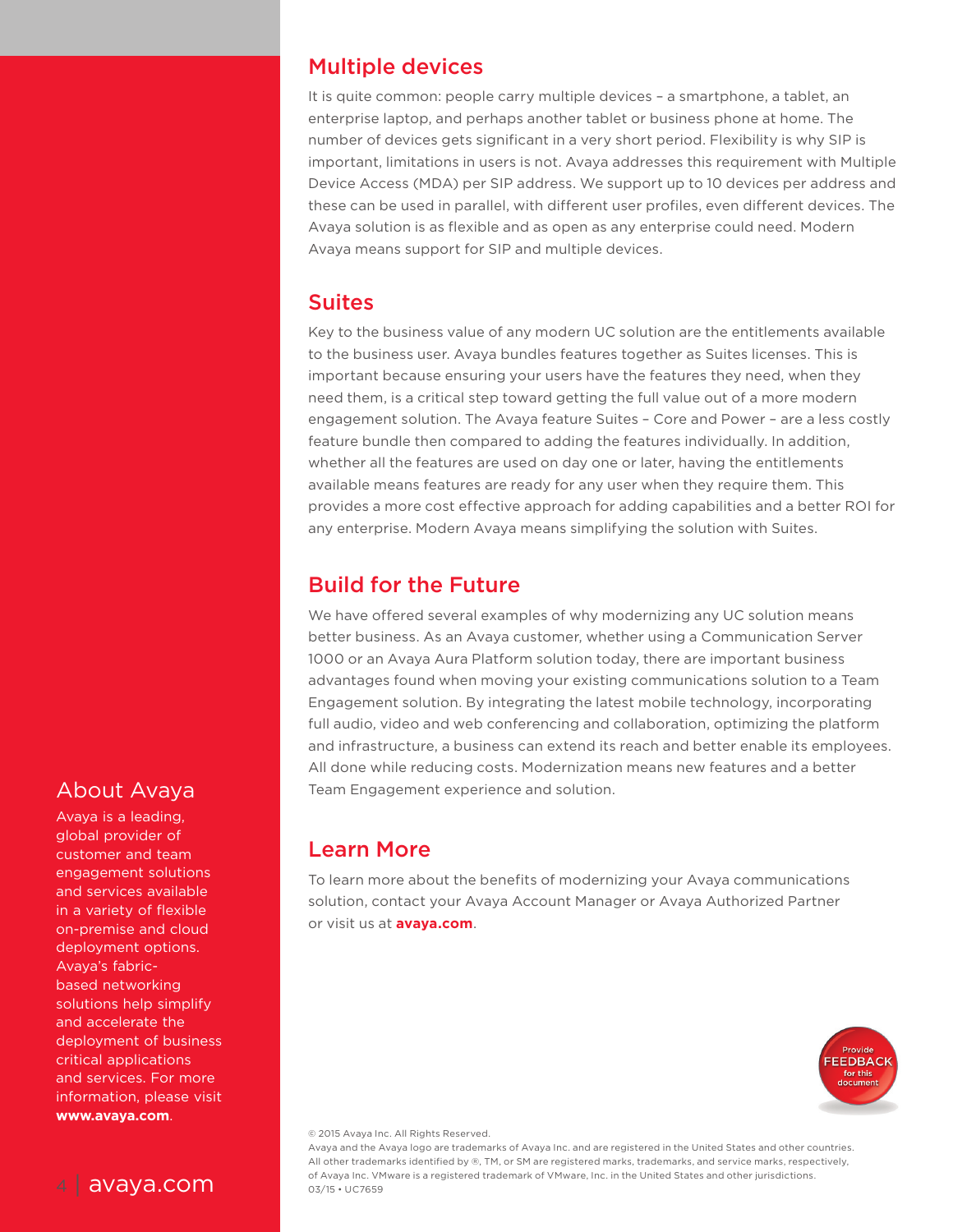## Multiple devices

It is quite common: people carry multiple devices – a smartphone, a tablet, an enterprise laptop, and perhaps another tablet or business phone at home. The number of devices gets significant in a very short period. Flexibility is why SIP is important, limitations in users is not. Avaya addresses this requirement with Multiple Device Access (MDA) per SIP address. We support up to 10 devices per address and these can be used in parallel, with different user profiles, even different devices. The Avaya solution is as flexible and as open as any enterprise could need. Modern Avaya means support for SIP and multiple devices.

## Suites

Key to the business value of any modern UC solution are the entitlements available to the business user. Avaya bundles features together as Suites licenses. This is important because ensuring your users have the features they need, when they need them, is a critical step toward getting the full value out of a more modern engagement solution. The Avaya feature Suites – Core and Power – are a less costly feature bundle then compared to adding the features individually. In addition, whether all the features are used on day one or later, having the entitlements available means features are ready for any user when they require them. This provides a more cost effective approach for adding capabilities and a better ROI for any enterprise. Modern Avaya means simplifying the solution with Suites.

## Build for the Future

We have offered several examples of why modernizing any UC solution means better business. As an Avaya customer, whether using a Communication Server 1000 or an Avaya Aura Platform solution today, there are important business advantages found when moving your existing communications solution to a Team Engagement solution. By integrating the latest mobile technology, incorporating full audio, video and web conferencing and collaboration, optimizing the platform and infrastructure, a business can extend its reach and better enable its employees. All done while reducing costs. Modernization means new features and a better Team Engagement experience and solution.

## Learn More

To learn more about the benefits of modernizing your Avaya communications solution, contact your Avaya Account Manager or Avaya Authorized Partner or visit us at **avaya.com**.

## About Avaya

Avaya is a leading, global provider of customer and team engagement solutions and services available in a variety of flexible on-premise and cloud deployment options. Avaya's fabric-based networking solutions help simplify and accelerate the deployment of business critical applications and services. For more information, please visit **www.avaya.com**.

Provide FEEDBACK for this document

© 2015 Avaya Inc. All Rights Reserved.
Avaya and the Avaya logo are trademarks of Avaya Inc. and are registered in the United States and other countries. All other trademarks identified by ®, TM, or SM are registered marks, trademarks, and service marks, respectively, of Avaya Inc. VMware is a registered trademark of VMware, Inc. in the United States and other jurisdictions.
03/15 • UC7659